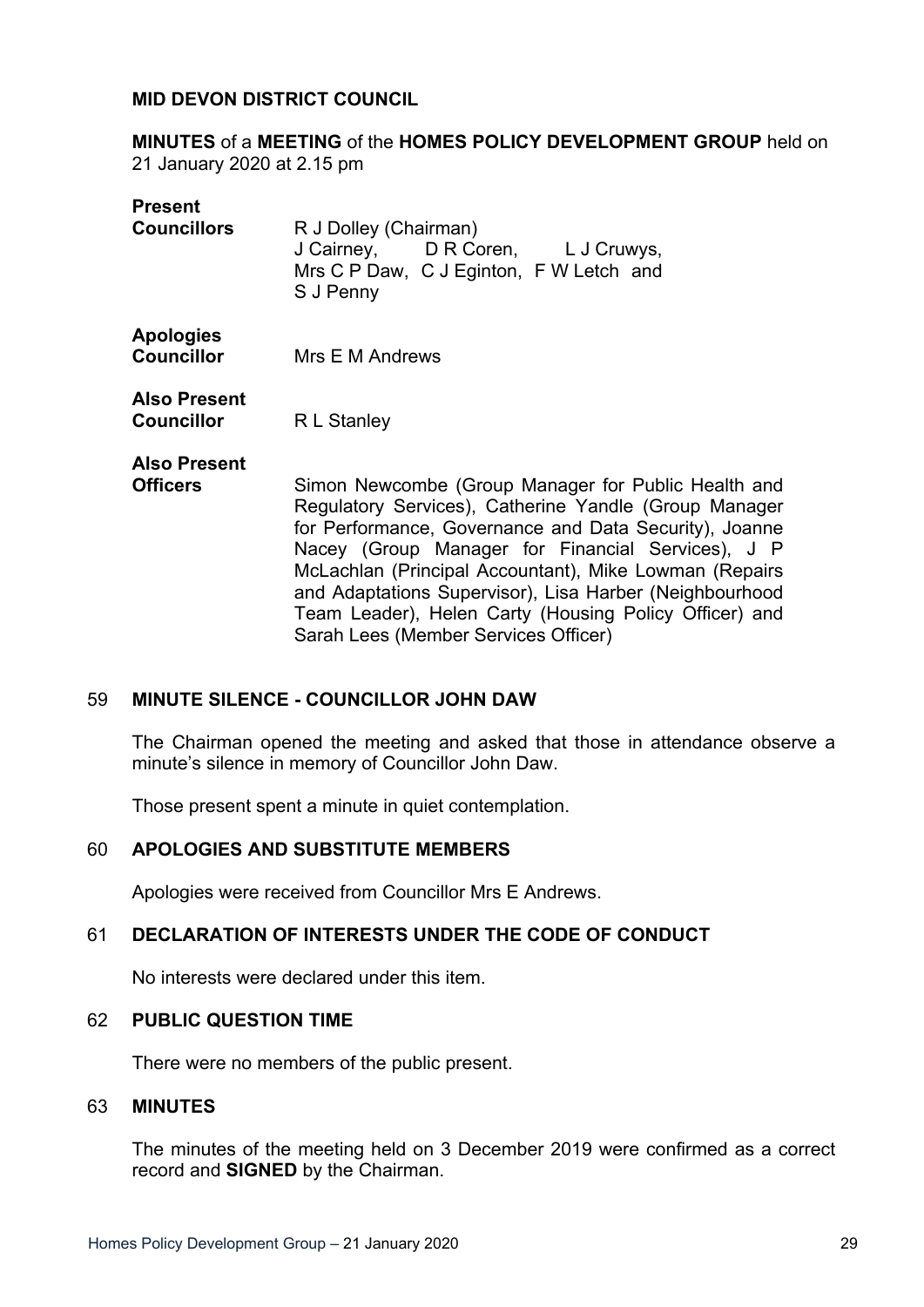**MID DEVON DISTRICT COUNCIL**

**MINUTES** of a **MEETING** of the **HOMES POLICY DEVELOPMENT GROUP** held on 21 January 2020 at 2.15 pm

**Present**
**Councillors** R J Dolley (Chairman)
J Cairney, D R Coren, L J Cruwys, Mrs C P Daw, C J Eginton, F W Letch and S J Penny

**Apologies**
**Councillor** Mrs E M Andrews

**Also Present**
**Councillor** R L Stanley

**Also Present**
**Officers** Simon Newcombe (Group Manager for Public Health and Regulatory Services), Catherine Yandle (Group Manager for Performance, Governance and Data Security), Joanne Nacey (Group Manager for Financial Services), J P McLachlan (Principal Accountant), Mike Lowman (Repairs and Adaptations Supervisor), Lisa Harber (Neighbourhood Team Leader), Helen Carty (Housing Policy Officer) and Sarah Lees (Member Services Officer)

59 **MINUTE SILENCE - COUNCILLOR JOHN DAW**

The Chairman opened the meeting and asked that those in attendance observe a minute's silence in memory of Councillor John Daw.

Those present spent a minute in quiet contemplation.

60 **APOLOGIES AND SUBSTITUTE MEMBERS**

Apologies were received from Councillor Mrs E Andrews.

61 **DECLARATION OF INTERESTS UNDER THE CODE OF CONDUCT**

No interests were declared under this item.

62 **PUBLIC QUESTION TIME**

There were no members of the public present.

63 **MINUTES**

The minutes of the meeting held on 3 December 2019 were confirmed as a correct record and **SIGNED** by the Chairman.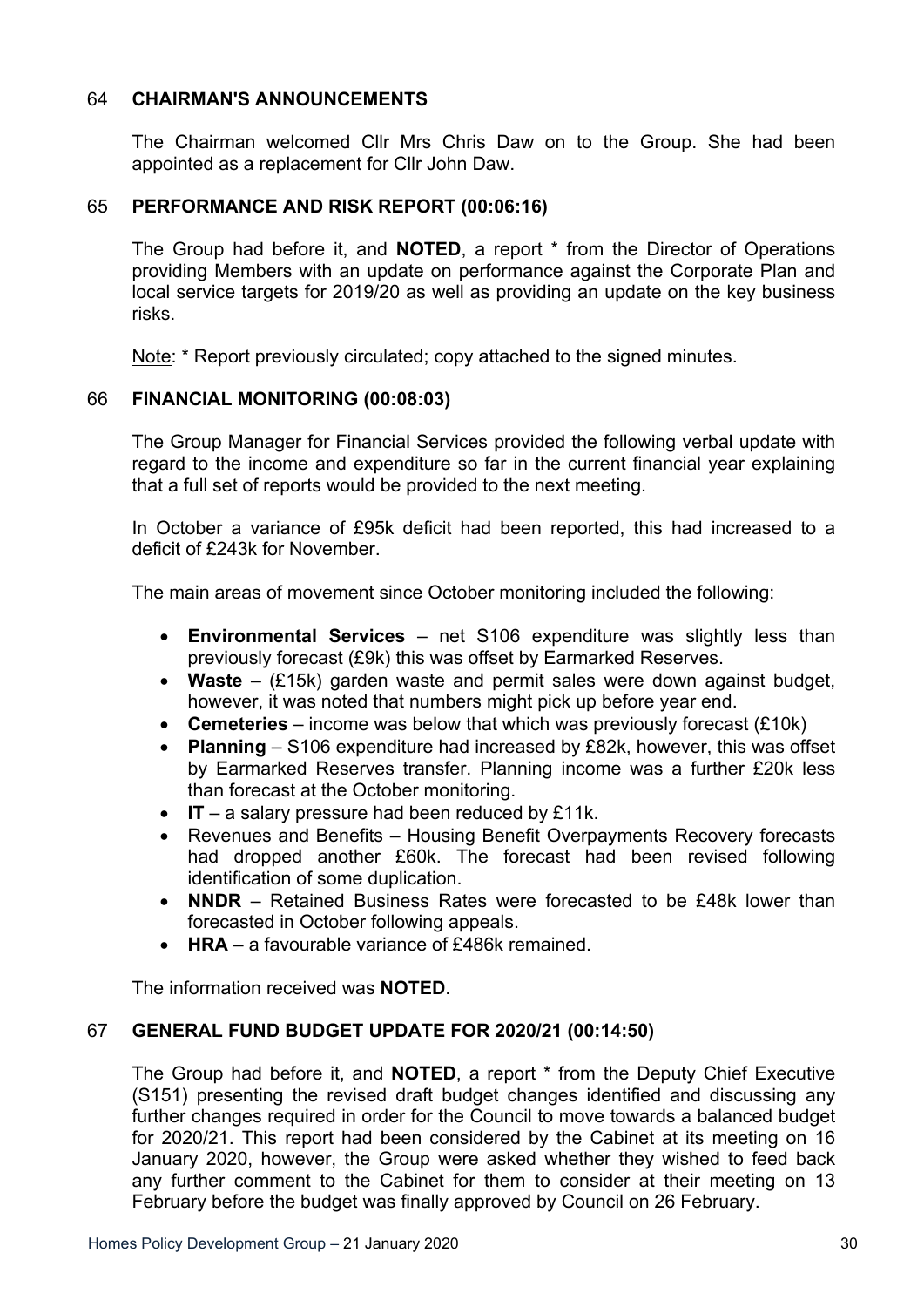## 64 **CHAIRMAN'S ANNOUNCEMENTS**

The Chairman welcomed Cllr Mrs Chris Daw on to the Group. She had been appointed as a replacement for Cllr John Daw.

## 65 **PERFORMANCE AND RISK REPORT (00:06:16)**

The Group had before it, and **NOTED**, a report * from the Director of Operations providing Members with an update on performance against the Corporate Plan and local service targets for 2019/20 as well as providing an update on the key business risks.

Note: * Report previously circulated; copy attached to the signed minutes.

## 66 **FINANCIAL MONITORING (00:08:03)**

The Group Manager for Financial Services provided the following verbal update with regard to the income and expenditure so far in the current financial year explaining that a full set of reports would be provided to the next meeting.

In October a variance of £95k deficit had been reported, this had increased to a deficit of £243k for November.

The main areas of movement since October monitoring included the following:

- **Environmental Services** – net S106 expenditure was slightly less than previously forecast (£9k) this was offset by Earmarked Reserves.
- **Waste** – (£15k) garden waste and permit sales were down against budget, however, it was noted that numbers might pick up before year end.
- **Cemeteries** – income was below that which was previously forecast (£10k)
- **Planning** – S106 expenditure had increased by £82k, however, this was offset by Earmarked Reserves transfer. Planning income was a further £20k less than forecast at the October monitoring.
- **IT** – a salary pressure had been reduced by £11k.
- Revenues and Benefits – Housing Benefit Overpayments Recovery forecasts had dropped another £60k. The forecast had been revised following identification of some duplication.
- **NNDR** – Retained Business Rates were forecasted to be £48k lower than forecasted in October following appeals.
- **HRA** – a favourable variance of £486k remained.

The information received was **NOTED**.

## 67 **GENERAL FUND BUDGET UPDATE FOR 2020/21 (00:14:50)**

The Group had before it, and **NOTED**, a report * from the Deputy Chief Executive (S151) presenting the revised draft budget changes identified and discussing any further changes required in order for the Council to move towards a balanced budget for 2020/21. This report had been considered by the Cabinet at its meeting on 16 January 2020, however, the Group were asked whether they wished to feed back any further comment to the Cabinet for them to consider at their meeting on 13 February before the budget was finally approved by Council on 26 February.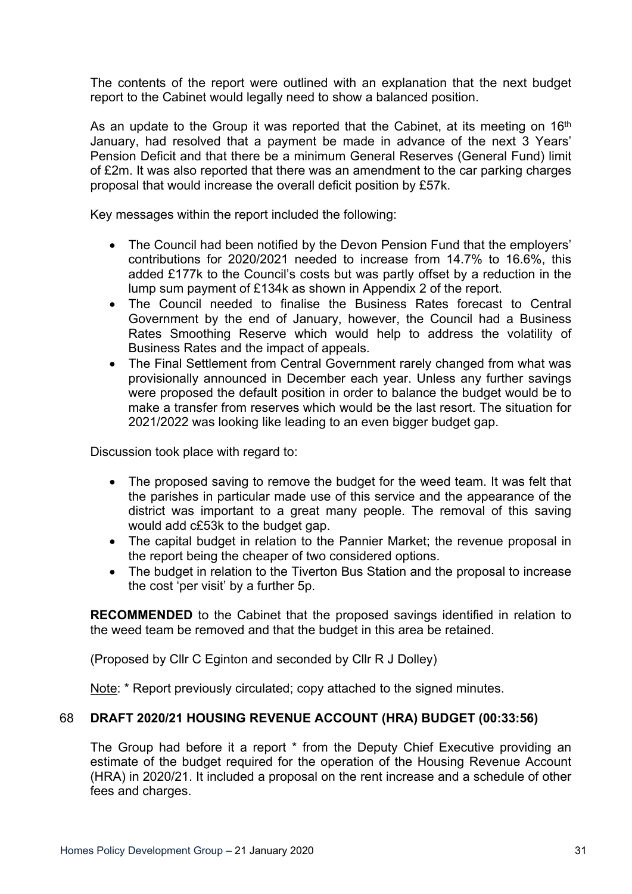The contents of the report were outlined with an explanation that the next budget report to the Cabinet would legally need to show a balanced position.

As an update to the Group it was reported that the Cabinet, at its meeting on 16th January, had resolved that a payment be made in advance of the next 3 Years' Pension Deficit and that there be a minimum General Reserves (General Fund) limit of £2m. It was also reported that there was an amendment to the car parking charges proposal that would increase the overall deficit position by £57k.

Key messages within the report included the following:

- The Council had been notified by the Devon Pension Fund that the employers' contributions for 2020/2021 needed to increase from 14.7% to 16.6%, this added £177k to the Council's costs but was partly offset by a reduction in the lump sum payment of £134k as shown in Appendix 2 of the report.
- The Council needed to finalise the Business Rates forecast to Central Government by the end of January, however, the Council had a Business Rates Smoothing Reserve which would help to address the volatility of Business Rates and the impact of appeals.
- The Final Settlement from Central Government rarely changed from what was provisionally announced in December each year. Unless any further savings were proposed the default position in order to balance the budget would be to make a transfer from reserves which would be the last resort. The situation for 2021/2022 was looking like leading to an even bigger budget gap.

Discussion took place with regard to:

- The proposed saving to remove the budget for the weed team. It was felt that the parishes in particular made use of this service and the appearance of the district was important to a great many people. The removal of this saving would add c£53k to the budget gap.
- The capital budget in relation to the Pannier Market; the revenue proposal in the report being the cheaper of two considered options.
- The budget in relation to the Tiverton Bus Station and the proposal to increase the cost 'per visit' by a further 5p.

**RECOMMENDED** to the Cabinet that the proposed savings identified in relation to the weed team be removed and that the budget in this area be retained.

(Proposed by Cllr C Eginton and seconded by Cllr R J Dolley)

Note: * Report previously circulated; copy attached to the signed minutes.

### 68 DRAFT 2020/21 HOUSING REVENUE ACCOUNT (HRA) BUDGET (00:33:56)

The Group had before it a report * from the Deputy Chief Executive providing an estimate of the budget required for the operation of the Housing Revenue Account (HRA) in 2020/21. It included a proposal on the rent increase and a schedule of other fees and charges.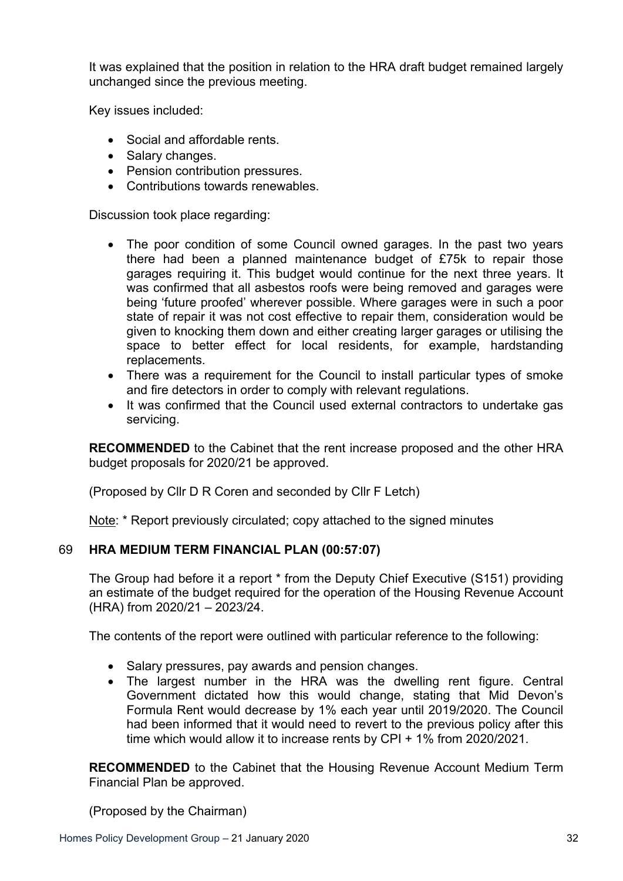It was explained that the position in relation to the HRA draft budget remained largely unchanged since the previous meeting.

Key issues included:

- Social and affordable rents.
- Salary changes.
- Pension contribution pressures.
- Contributions towards renewables.

Discussion took place regarding:

- The poor condition of some Council owned garages. In the past two years there had been a planned maintenance budget of £75k to repair those garages requiring it. This budget would continue for the next three years. It was confirmed that all asbestos roofs were being removed and garages were being 'future proofed' wherever possible. Where garages were in such a poor state of repair it was not cost effective to repair them, consideration would be given to knocking them down and either creating larger garages or utilising the space to better effect for local residents, for example, hardstanding replacements.
- There was a requirement for the Council to install particular types of smoke and fire detectors in order to comply with relevant regulations.
- It was confirmed that the Council used external contractors to undertake gas servicing.

**RECOMMENDED** to the Cabinet that the rent increase proposed and the other HRA budget proposals for 2020/21 be approved.

(Proposed by Cllr D R Coren and seconded by Cllr F Letch)

Note: * Report previously circulated; copy attached to the signed minutes

## 69 HRA MEDIUM TERM FINANCIAL PLAN (00:57:07)

The Group had before it a report * from the Deputy Chief Executive (S151) providing an estimate of the budget required for the operation of the Housing Revenue Account (HRA) from 2020/21 – 2023/24.

The contents of the report were outlined with particular reference to the following:

- Salary pressures, pay awards and pension changes.
- The largest number in the HRA was the dwelling rent figure. Central Government dictated how this would change, stating that Mid Devon's Formula Rent would decrease by 1% each year until 2019/2020. The Council had been informed that it would need to revert to the previous policy after this time which would allow it to increase rents by CPI + 1% from 2020/2021.

**RECOMMENDED** to the Cabinet that the Housing Revenue Account Medium Term Financial Plan be approved.

(Proposed by the Chairman)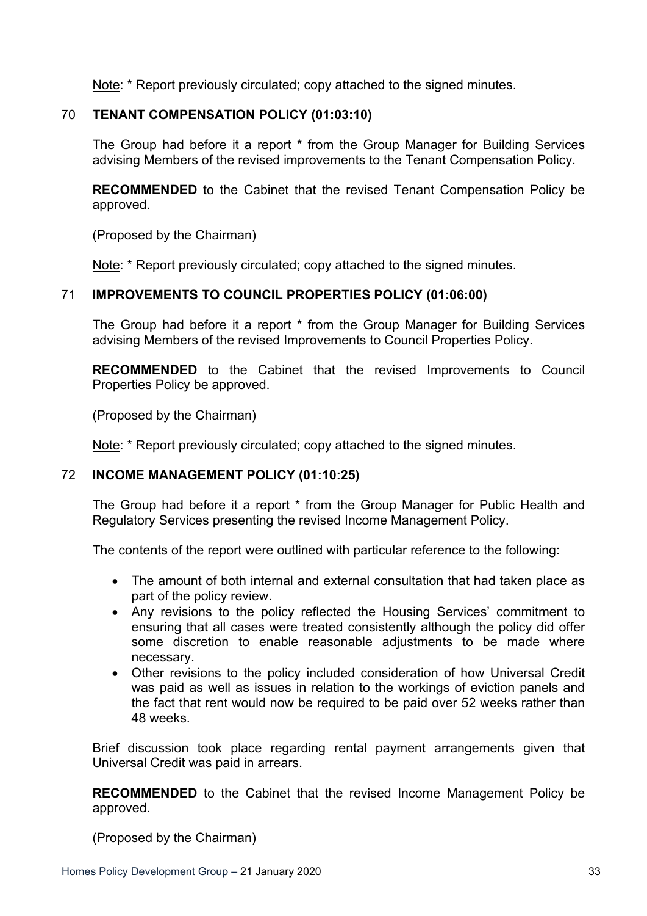Note: * Report previously circulated; copy attached to the signed minutes.

## 70 TENANT COMPENSATION POLICY (01:03:10)

The Group had before it a report * from the Group Manager for Building Services advising Members of the revised improvements to the Tenant Compensation Policy.

**RECOMMENDED** to the Cabinet that the revised Tenant Compensation Policy be approved.

(Proposed by the Chairman)

Note: * Report previously circulated; copy attached to the signed minutes.

## 71 IMPROVEMENTS TO COUNCIL PROPERTIES POLICY (01:06:00)

The Group had before it a report * from the Group Manager for Building Services advising Members of the revised Improvements to Council Properties Policy.

**RECOMMENDED** to the Cabinet that the revised Improvements to Council Properties Policy be approved.

(Proposed by the Chairman)

Note: * Report previously circulated; copy attached to the signed minutes.

## 72 INCOME MANAGEMENT POLICY (01:10:25)

The Group had before it a report * from the Group Manager for Public Health and Regulatory Services presenting the revised Income Management Policy.

The contents of the report were outlined with particular reference to the following:

- The amount of both internal and external consultation that had taken place as part of the policy review.
- Any revisions to the policy reflected the Housing Services' commitment to ensuring that all cases were treated consistently although the policy did offer some discretion to enable reasonable adjustments to be made where necessary.
- Other revisions to the policy included consideration of how Universal Credit was paid as well as issues in relation to the workings of eviction panels and the fact that rent would now be required to be paid over 52 weeks rather than 48 weeks.

Brief discussion took place regarding rental payment arrangements given that Universal Credit was paid in arrears.

**RECOMMENDED** to the Cabinet that the revised Income Management Policy be approved.

(Proposed by the Chairman)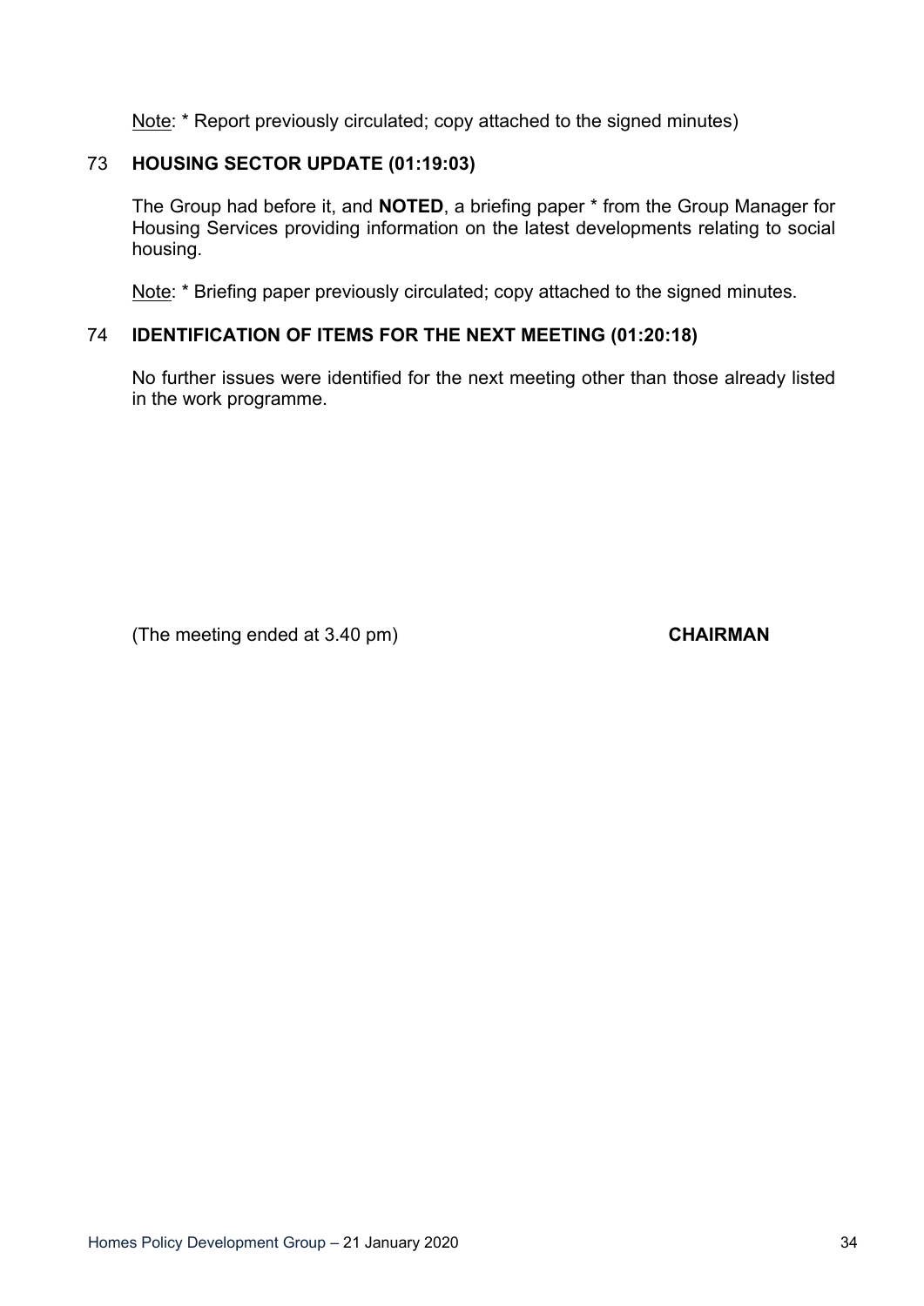Note: * Report previously circulated; copy attached to the signed minutes)

### 73 **HOUSING SECTOR UPDATE (01:19:03)**

The Group had before it, and **NOTED**, a briefing paper * from the Group Manager for Housing Services providing information on the latest developments relating to social housing.

Note: * Briefing paper previously circulated; copy attached to the signed minutes.

### 74 **IDENTIFICATION OF ITEMS FOR THE NEXT MEETING (01:20:18)**

No further issues were identified for the next meeting other than those already listed in the work programme.

(The meeting ended at 3.40 pm) **CHAIRMAN**